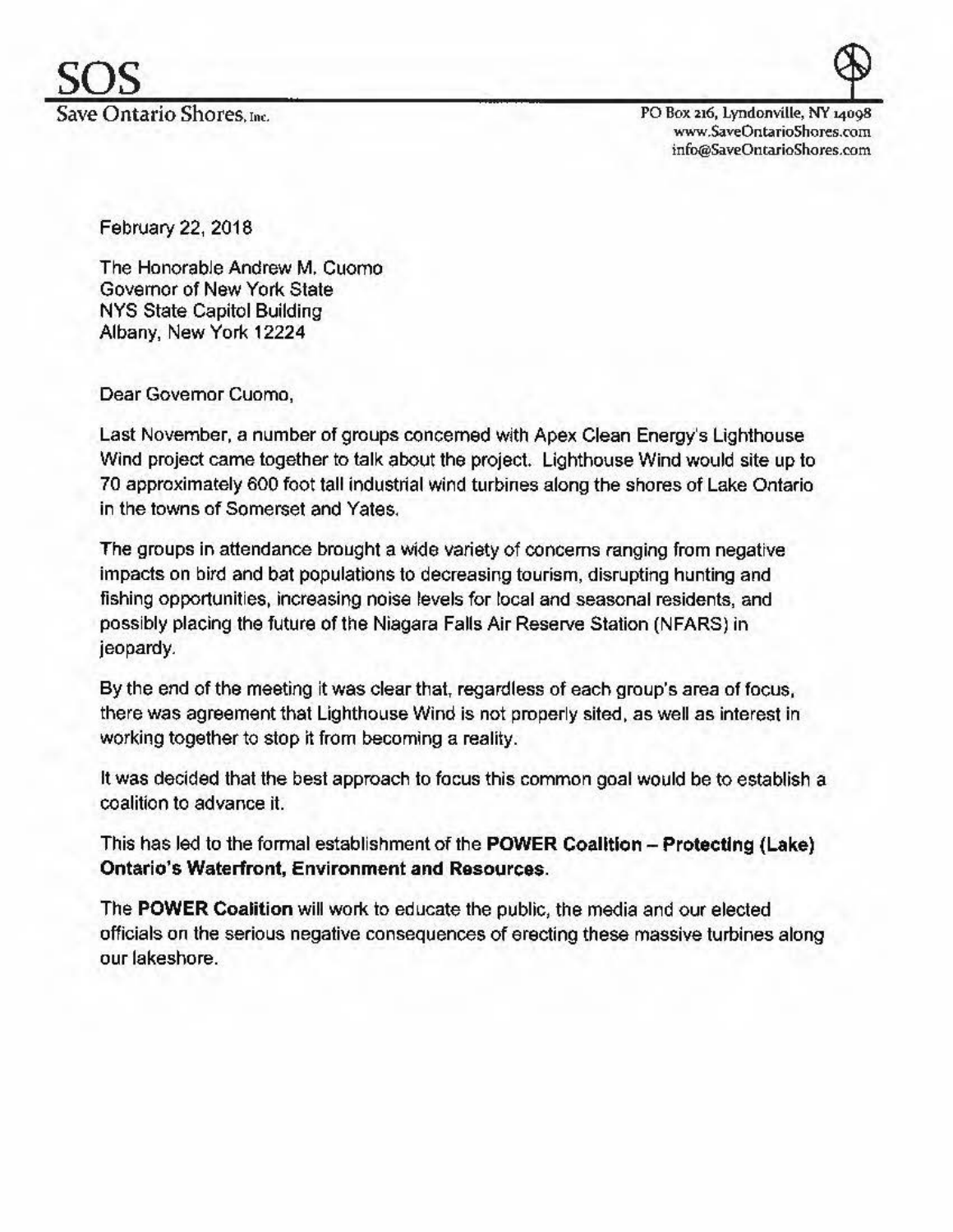# SOS

Save Ontario Shores, Inc.

PO Box 216, Lyndonville, NY 14098
www.SaveOntarioShores.com
info@SaveOntarioShores.com

February 22, 2018

The Honorable Andrew M. Cuomo
Governor of New York State
NYS State Capitol Building
Albany, New York 12224

Dear Governor Cuomo,

Last November, a number of groups concerned with Apex Clean Energy's Lighthouse Wind project came together to talk about the project. Lighthouse Wind would site up to 70 approximately 600 foot tall industrial wind turbines along the shores of Lake Ontario in the towns of Somerset and Yates.

The groups in attendance brought a wide variety of concerns ranging from negative impacts on bird and bat populations to decreasing tourism, disrupting hunting and fishing opportunities, increasing noise levels for local and seasonal residents, and possibly placing the future of the Niagara Falls Air Reserve Station (NFARS) in jeopardy.

By the end of the meeting it was clear that, regardless of each group's area of focus, there was agreement that Lighthouse Wind is not properly sited, as well as interest in working together to stop it from becoming a reality.

It was decided that the best approach to focus this common goal would be to establish a coalition to advance it.

This has led to the formal establishment of the **POWER Coalition – Protecting (Lake) Ontario's Waterfront, Environment and Resources.**

The **POWER Coalition** will work to educate the public, the media and our elected officials on the serious negative consequences of erecting these massive turbines along our lakeshore.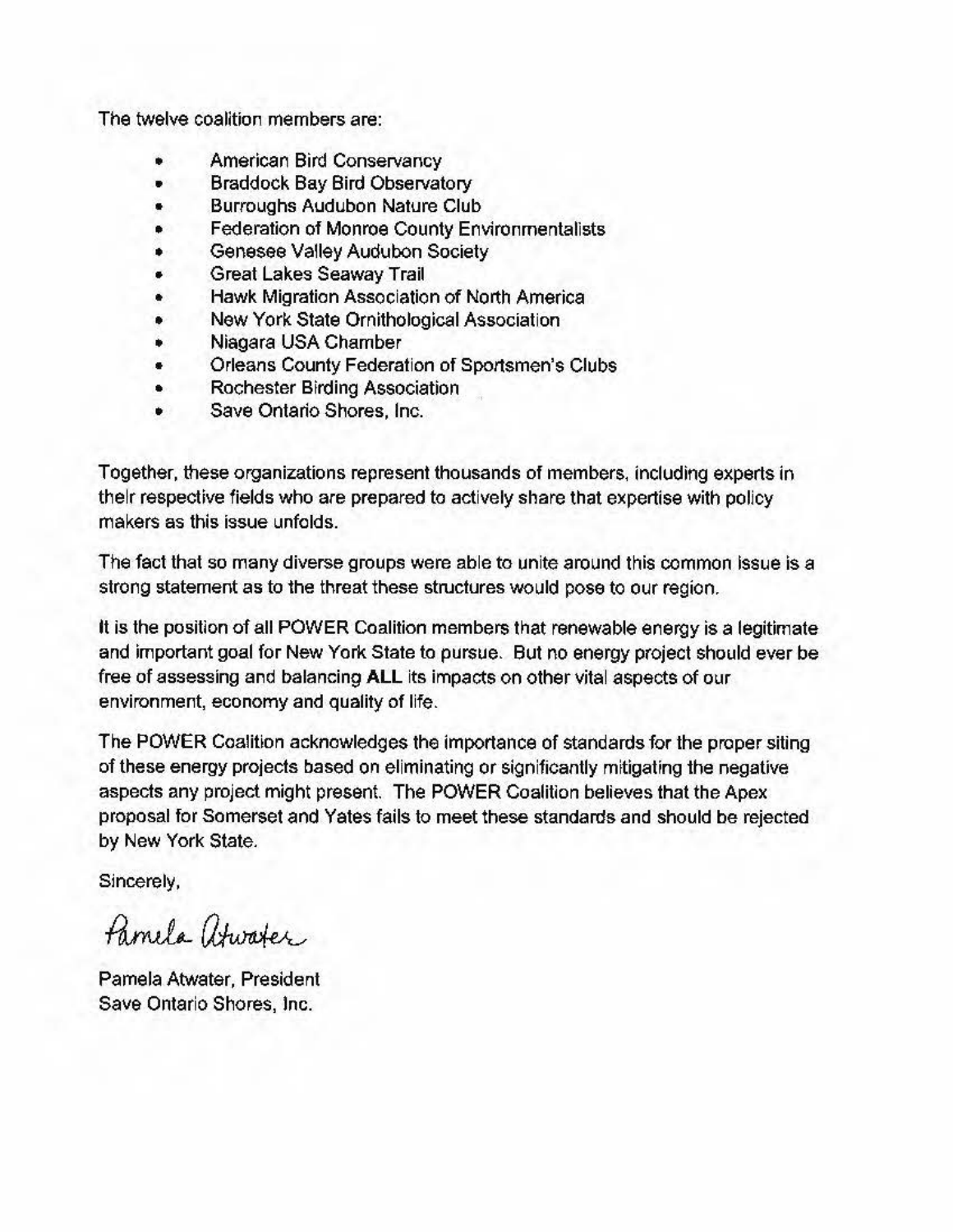The twelve coalition members are:

- American Bird Conservancy
- Braddock Bay Bird Observatory
- Burroughs Audubon Nature Club
- Federation of Monroe County Environmentalists
- Genesee Valley Audubon Society
- Great Lakes Seaway Trail
- Hawk Migration Association of North America
- New York State Ornithological Association
- Niagara USA Chamber
- Orleans County Federation of Sportsmen's Clubs
- Rochester Birding Association
- Save Ontario Shores, Inc.

Together, these organizations represent thousands of members, including experts in their respective fields who are prepared to actively share that expertise with policy makers as this issue unfolds.

The fact that so many diverse groups were able to unite around this common issue is a strong statement as to the threat these structures would pose to our region.

It is the position of all POWER Coalition members that renewable energy is a legitimate and important goal for New York State to pursue. But no energy project should ever be free of assessing and balancing **ALL** its impacts on other vital aspects of our environment, economy and quality of life.

The POWER Coalition acknowledges the importance of standards for the proper siting of these energy projects based on eliminating or significantly mitigating the negative aspects any project might present. The POWER Coalition believes that the Apex proposal for Somerset and Yates fails to meet these standards and should be rejected by New York State.

Sincerely,

*Pamela Atwater*

Pamela Atwater, President
Save Ontario Shores, Inc.